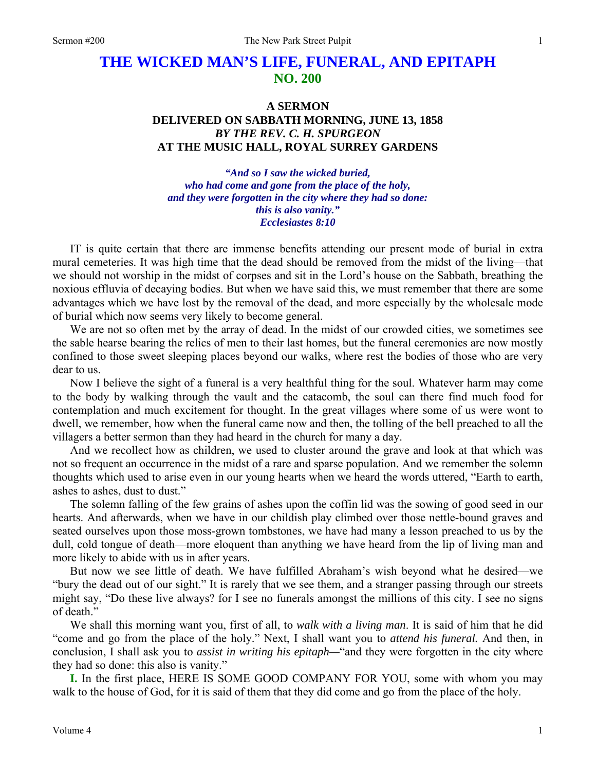# THE WICKED MAN'S LIFE, FUNERAL, AND EPITAPH
## NO. 200

### A SERMON
### DELIVERED ON SABBATH MORNING, JUNE 13, 1858
### *BY THE REV. C. H. SPURGEON*
### AT THE MUSIC HALL, ROYAL SURREY GARDENS

*"And so I saw the wicked buried,*
*who had come and gone from the place of the holy,*
*and they were forgotten in the city where they had so done:*
*this is also vanity."*
*Ecclesiastes 8:10*

IT is quite certain that there are immense benefits attending our present mode of burial in extra mural cemeteries. It was high time that the dead should be removed from the midst of the living—that we should not worship in the midst of corpses and sit in the Lord's house on the Sabbath, breathing the noxious effluvia of decaying bodies. But when we have said this, we must remember that there are some advantages which we have lost by the removal of the dead, and more especially by the wholesale mode of burial which now seems very likely to become general.

We are not so often met by the array of dead. In the midst of our crowded cities, we sometimes see the sable hearse bearing the relics of men to their last homes, but the funeral ceremonies are now mostly confined to those sweet sleeping places beyond our walks, where rest the bodies of those who are very dear to us.

Now I believe the sight of a funeral is a very healthful thing for the soul. Whatever harm may come to the body by walking through the vault and the catacomb, the soul can there find much food for contemplation and much excitement for thought. In the great villages where some of us were wont to dwell, we remember, how when the funeral came now and then, the tolling of the bell preached to all the villagers a better sermon than they had heard in the church for many a day.

And we recollect how as children, we used to cluster around the grave and look at that which was not so frequent an occurrence in the midst of a rare and sparse population. And we remember the solemn thoughts which used to arise even in our young hearts when we heard the words uttered, "Earth to earth, ashes to ashes, dust to dust."

The solemn falling of the few grains of ashes upon the coffin lid was the sowing of good seed in our hearts. And afterwards, when we have in our childish play climbed over those nettle-bound graves and seated ourselves upon those moss-grown tombstones, we have had many a lesson preached to us by the dull, cold tongue of death—more eloquent than anything we have heard from the lip of living man and more likely to abide with us in after years.

But now we see little of death. We have fulfilled Abraham's wish beyond what he desired—we "bury the dead out of our sight." It is rarely that we see them, and a stranger passing through our streets might say, "Do these live always? for I see no funerals amongst the millions of this city. I see no signs of death."

We shall this morning want you, first of all, to *walk with a living man*. It is said of him that he did "come and go from the place of the holy." Next, I shall want you to *attend his funeral.* And then, in conclusion, I shall ask you to *assist in writing his epitaph*—"and they were forgotten in the city where they had so done: this also is vanity."

**I.** In the first place, HERE IS SOME GOOD COMPANY FOR YOU, some with whom you may walk to the house of God, for it is said of them that they did come and go from the place of the holy.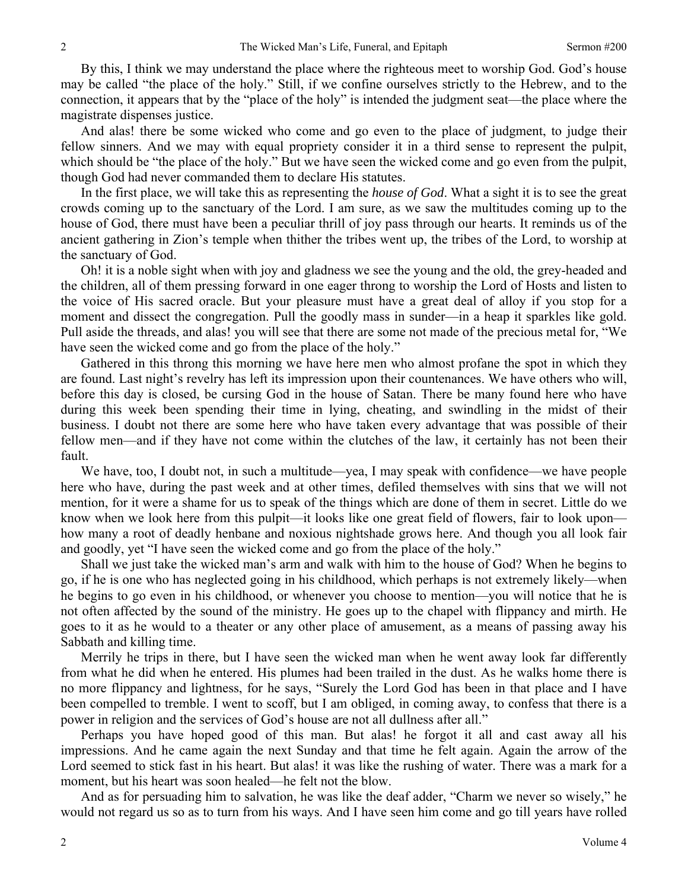By this, I think we may understand the place where the righteous meet to worship God. God's house may be called "the place of the holy." Still, if we confine ourselves strictly to the Hebrew, and to the connection, it appears that by the "place of the holy" is intended the judgment seat—the place where the magistrate dispenses justice.

And alas! there be some wicked who come and go even to the place of judgment, to judge their fellow sinners. And we may with equal propriety consider it in a third sense to represent the pulpit, which should be "the place of the holy." But we have seen the wicked come and go even from the pulpit, though God had never commanded them to declare His statutes.

In the first place, we will take this as representing the *house of God*. What a sight it is to see the great crowds coming up to the sanctuary of the Lord. I am sure, as we saw the multitudes coming up to the house of God, there must have been a peculiar thrill of joy pass through our hearts. It reminds us of the ancient gathering in Zion's temple when thither the tribes went up, the tribes of the Lord, to worship at the sanctuary of God.

Oh! it is a noble sight when with joy and gladness we see the young and the old, the grey-headed and the children, all of them pressing forward in one eager throng to worship the Lord of Hosts and listen to the voice of His sacred oracle. But your pleasure must have a great deal of alloy if you stop for a moment and dissect the congregation. Pull the goodly mass in sunder—in a heap it sparkles like gold. Pull aside the threads, and alas! you will see that there are some not made of the precious metal for, "We have seen the wicked come and go from the place of the holy."

Gathered in this throng this morning we have here men who almost profane the spot in which they are found. Last night's revelry has left its impression upon their countenances. We have others who will, before this day is closed, be cursing God in the house of Satan. There be many found here who have during this week been spending their time in lying, cheating, and swindling in the midst of their business. I doubt not there are some here who have taken every advantage that was possible of their fellow men—and if they have not come within the clutches of the law, it certainly has not been their fault.

We have, too, I doubt not, in such a multitude—yea, I may speak with confidence—we have people here who have, during the past week and at other times, defiled themselves with sins that we will not mention, for it were a shame for us to speak of the things which are done of them in secret. Little do we know when we look here from this pulpit—it looks like one great field of flowers, fair to look upon—how many a root of deadly henbane and noxious nightshade grows here. And though you all look fair and goodly, yet "I have seen the wicked come and go from the place of the holy."

Shall we just take the wicked man's arm and walk with him to the house of God? When he begins to go, if he is one who has neglected going in his childhood, which perhaps is not extremely likely—when he begins to go even in his childhood, or whenever you choose to mention—you will notice that he is not often affected by the sound of the ministry. He goes up to the chapel with flippancy and mirth. He goes to it as he would to a theater or any other place of amusement, as a means of passing away his Sabbath and killing time.

Merrily he trips in there, but I have seen the wicked man when he went away look far differently from what he did when he entered. His plumes had been trailed in the dust. As he walks home there is no more flippancy and lightness, for he says, "Surely the Lord God has been in that place and I have been compelled to tremble. I went to scoff, but I am obliged, in coming away, to confess that there is a power in religion and the services of God's house are not all dullness after all."

Perhaps you have hoped good of this man. But alas! he forgot it all and cast away all his impressions. And he came again the next Sunday and that time he felt again. Again the arrow of the Lord seemed to stick fast in his heart. But alas! it was like the rushing of water. There was a mark for a moment, but his heart was soon healed—he felt not the blow.

And as for persuading him to salvation, he was like the deaf adder, "Charm we never so wisely," he would not regard us so as to turn from his ways. And I have seen him come and go till years have rolled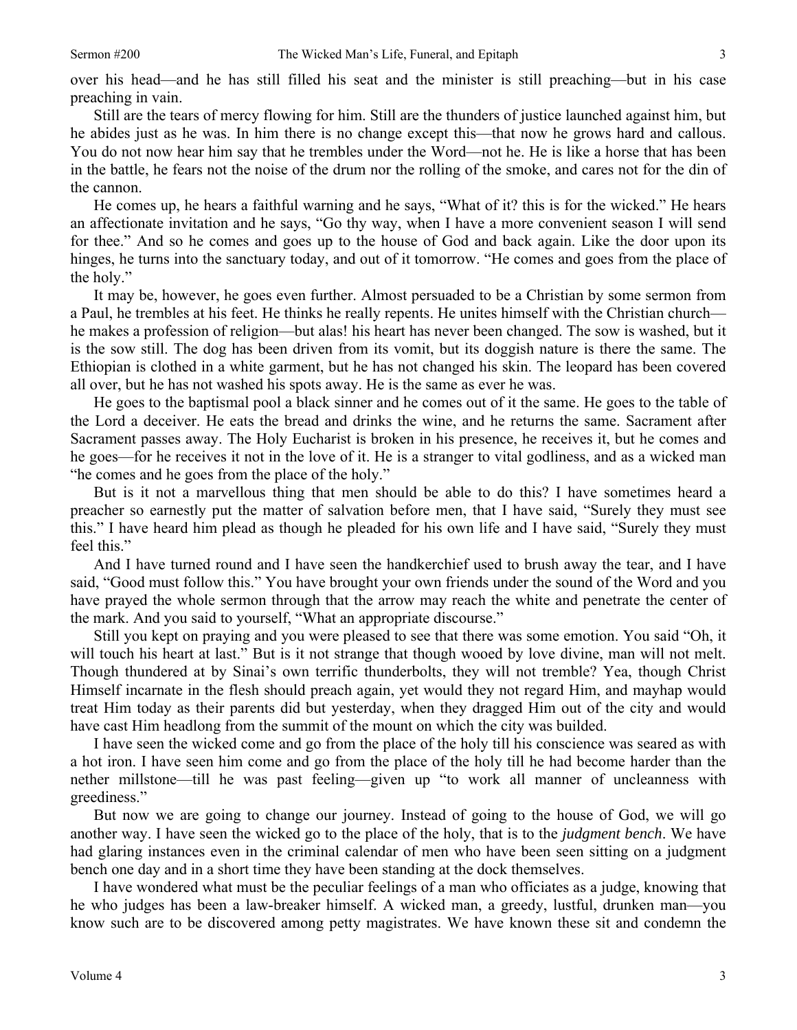over his head—and he has still filled his seat and the minister is still preaching—but in his case preaching in vain.

Still are the tears of mercy flowing for him. Still are the thunders of justice launched against him, but he abides just as he was. In him there is no change except this—that now he grows hard and callous. You do not now hear him say that he trembles under the Word—not he. He is like a horse that has been in the battle, he fears not the noise of the drum nor the rolling of the smoke, and cares not for the din of the cannon.

He comes up, he hears a faithful warning and he says, "What of it? this is for the wicked." He hears an affectionate invitation and he says, "Go thy way, when I have a more convenient season I will send for thee." And so he comes and goes up to the house of God and back again. Like the door upon its hinges, he turns into the sanctuary today, and out of it tomorrow. "He comes and goes from the place of the holy."

It may be, however, he goes even further. Almost persuaded to be a Christian by some sermon from a Paul, he trembles at his feet. He thinks he really repents. He unites himself with the Christian church—he makes a profession of religion—but alas! his heart has never been changed. The sow is washed, but it is the sow still. The dog has been driven from its vomit, but its doggish nature is there the same. The Ethiopian is clothed in a white garment, but he has not changed his skin. The leopard has been covered all over, but he has not washed his spots away. He is the same as ever he was.

He goes to the baptismal pool a black sinner and he comes out of it the same. He goes to the table of the Lord a deceiver. He eats the bread and drinks the wine, and he returns the same. Sacrament after Sacrament passes away. The Holy Eucharist is broken in his presence, he receives it, but he comes and he goes—for he receives it not in the love of it. He is a stranger to vital godliness, and as a wicked man "he comes and he goes from the place of the holy."

But is it not a marvellous thing that men should be able to do this? I have sometimes heard a preacher so earnestly put the matter of salvation before men, that I have said, "Surely they must see this." I have heard him plead as though he pleaded for his own life and I have said, "Surely they must feel this."

And I have turned round and I have seen the handkerchief used to brush away the tear, and I have said, "Good must follow this." You have brought your own friends under the sound of the Word and you have prayed the whole sermon through that the arrow may reach the white and penetrate the center of the mark. And you said to yourself, "What an appropriate discourse."

Still you kept on praying and you were pleased to see that there was some emotion. You said "Oh, it will touch his heart at last." But is it not strange that though wooed by love divine, man will not melt. Though thundered at by Sinai's own terrific thunderbolts, they will not tremble? Yea, though Christ Himself incarnate in the flesh should preach again, yet would they not regard Him, and mayhap would treat Him today as their parents did but yesterday, when they dragged Him out of the city and would have cast Him headlong from the summit of the mount on which the city was builded.

I have seen the wicked come and go from the place of the holy till his conscience was seared as with a hot iron. I have seen him come and go from the place of the holy till he had become harder than the nether millstone—till he was past feeling—given up "to work all manner of uncleanness with greediness."

But now we are going to change our journey. Instead of going to the house of God, we will go another way. I have seen the wicked go to the place of the holy, that is to the *judgment bench*. We have had glaring instances even in the criminal calendar of men who have been seen sitting on a judgment bench one day and in a short time they have been standing at the dock themselves.

I have wondered what must be the peculiar feelings of a man who officiates as a judge, knowing that he who judges has been a law-breaker himself. A wicked man, a greedy, lustful, drunken man—you know such are to be discovered among petty magistrates. We have known these sit and condemn the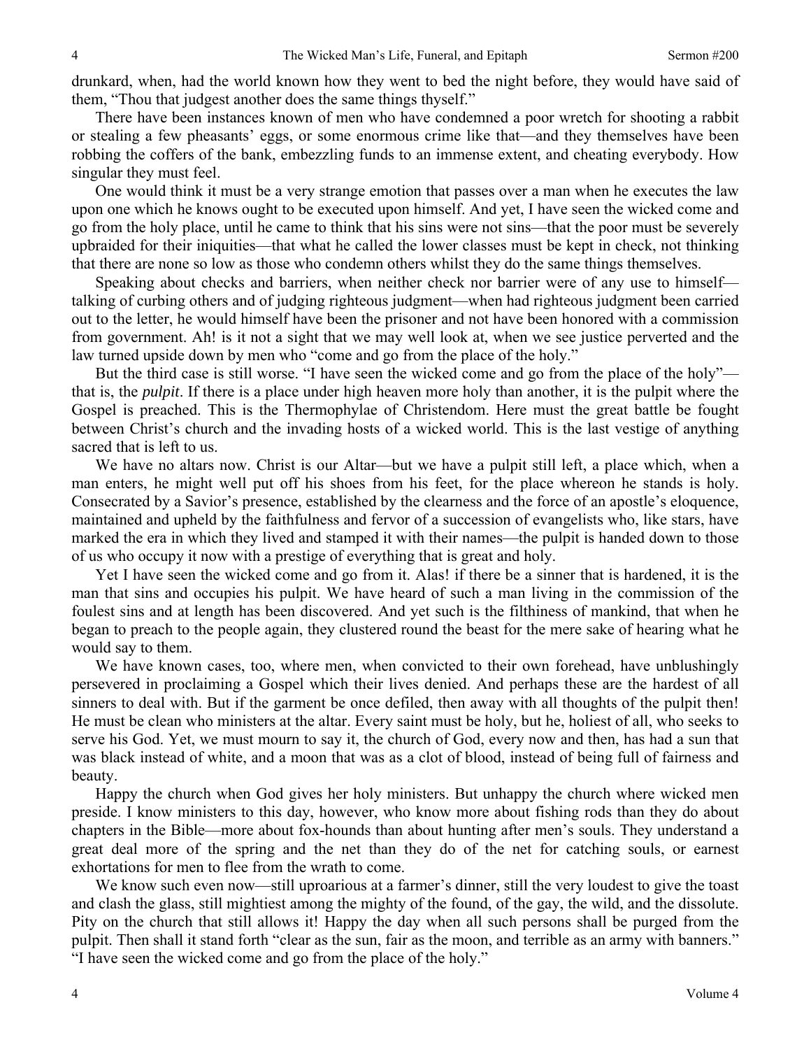drunkard, when, had the world known how they went to bed the night before, they would have said of them, "Thou that judgest another does the same things thyself."

There have been instances known of men who have condemned a poor wretch for shooting a rabbit or stealing a few pheasants' eggs, or some enormous crime like that—and they themselves have been robbing the coffers of the bank, embezzling funds to an immense extent, and cheating everybody. How singular they must feel.

One would think it must be a very strange emotion that passes over a man when he executes the law upon one which he knows ought to be executed upon himself. And yet, I have seen the wicked come and go from the holy place, until he came to think that his sins were not sins—that the poor must be severely upbraided for their iniquities—that what he called the lower classes must be kept in check, not thinking that there are none so low as those who condemn others whilst they do the same things themselves.

Speaking about checks and barriers, when neither check nor barrier were of any use to himself—talking of curbing others and of judging righteous judgment—when had righteous judgment been carried out to the letter, he would himself have been the prisoner and not have been honored with a commission from government. Ah! is it not a sight that we may well look at, when we see justice perverted and the law turned upside down by men who "come and go from the place of the holy."

But the third case is still worse. "I have seen the wicked come and go from the place of the holy"—that is, the *pulpit*. If there is a place under high heaven more holy than another, it is the pulpit where the Gospel is preached. This is the Thermophylae of Christendom. Here must the great battle be fought between Christ's church and the invading hosts of a wicked world. This is the last vestige of anything sacred that is left to us.

We have no altars now. Christ is our Altar—but we have a pulpit still left, a place which, when a man enters, he might well put off his shoes from his feet, for the place whereon he stands is holy. Consecrated by a Savior's presence, established by the clearness and the force of an apostle's eloquence, maintained and upheld by the faithfulness and fervor of a succession of evangelists who, like stars, have marked the era in which they lived and stamped it with their names—the pulpit is handed down to those of us who occupy it now with a prestige of everything that is great and holy.

Yet I have seen the wicked come and go from it. Alas! if there be a sinner that is hardened, it is the man that sins and occupies his pulpit. We have heard of such a man living in the commission of the foulest sins and at length has been discovered. And yet such is the filthiness of mankind, that when he began to preach to the people again, they clustered round the beast for the mere sake of hearing what he would say to them.

We have known cases, too, where men, when convicted to their own forehead, have unblushingly persevered in proclaiming a Gospel which their lives denied. And perhaps these are the hardest of all sinners to deal with. But if the garment be once defiled, then away with all thoughts of the pulpit then! He must be clean who ministers at the altar. Every saint must be holy, but he, holiest of all, who seeks to serve his God. Yet, we must mourn to say it, the church of God, every now and then, has had a sun that was black instead of white, and a moon that was as a clot of blood, instead of being full of fairness and beauty.

Happy the church when God gives her holy ministers. But unhappy the church where wicked men preside. I know ministers to this day, however, who know more about fishing rods than they do about chapters in the Bible—more about fox-hounds than about hunting after men's souls. They understand a great deal more of the spring and the net than they do of the net for catching souls, or earnest exhortations for men to flee from the wrath to come.

We know such even now—still uproarious at a farmer's dinner, still the very loudest to give the toast and clash the glass, still mightiest among the mighty of the found, of the gay, the wild, and the dissolute. Pity on the church that still allows it! Happy the day when all such persons shall be purged from the pulpit. Then shall it stand forth "clear as the sun, fair as the moon, and terrible as an army with banners." "I have seen the wicked come and go from the place of the holy."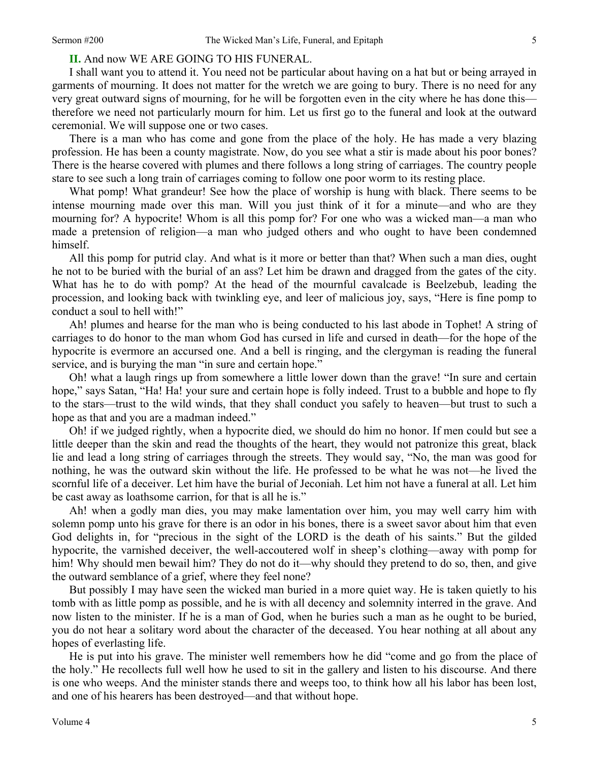**II.** And now WE ARE GOING TO HIS FUNERAL.

I shall want you to attend it. You need not be particular about having on a hat but or being arrayed in garments of mourning. It does not matter for the wretch we are going to bury. There is no need for any very great outward signs of mourning, for he will be forgotten even in the city where he has done this—therefore we need not particularly mourn for him. Let us first go to the funeral and look at the outward ceremonial. We will suppose one or two cases.

There is a man who has come and gone from the place of the holy. He has made a very blazing profession. He has been a county magistrate. Now, do you see what a stir is made about his poor bones? There is the hearse covered with plumes and there follows a long string of carriages. The country people stare to see such a long train of carriages coming to follow one poor worm to its resting place.

What pomp! What grandeur! See how the place of worship is hung with black. There seems to be intense mourning made over this man. Will you just think of it for a minute—and who are they mourning for? A hypocrite! Whom is all this pomp for? For one who was a wicked man—a man who made a pretension of religion—a man who judged others and who ought to have been condemned himself.

All this pomp for putrid clay. And what is it more or better than that? When such a man dies, ought he not to be buried with the burial of an ass? Let him be drawn and dragged from the gates of the city. What has he to do with pomp? At the head of the mournful cavalcade is Beelzebub, leading the procession, and looking back with twinkling eye, and leer of malicious joy, says, "Here is fine pomp to conduct a soul to hell with!"

Ah! plumes and hearse for the man who is being conducted to his last abode in Tophet! A string of carriages to do honor to the man whom God has cursed in life and cursed in death—for the hope of the hypocrite is evermore an accursed one. And a bell is ringing, and the clergyman is reading the funeral service, and is burying the man "in sure and certain hope."

Oh! what a laugh rings up from somewhere a little lower down than the grave! "In sure and certain hope," says Satan, "Ha! Ha! your sure and certain hope is folly indeed. Trust to a bubble and hope to fly to the stars—trust to the wild winds, that they shall conduct you safely to heaven—but trust to such a hope as that and you are a madman indeed."

Oh! if we judged rightly, when a hypocrite died, we should do him no honor. If men could but see a little deeper than the skin and read the thoughts of the heart, they would not patronize this great, black lie and lead a long string of carriages through the streets. They would say, "No, the man was good for nothing, he was the outward skin without the life. He professed to be what he was not—he lived the scornful life of a deceiver. Let him have the burial of Jeconiah. Let him not have a funeral at all. Let him be cast away as loathsome carrion, for that is all he is."

Ah! when a godly man dies, you may make lamentation over him, you may well carry him with solemn pomp unto his grave for there is an odor in his bones, there is a sweet savor about him that even God delights in, for "precious in the sight of the LORD is the death of his saints." But the gilded hypocrite, the varnished deceiver, the well-accoutered wolf in sheep's clothing—away with pomp for him! Why should men bewail him? They do not do it—why should they pretend to do so, then, and give the outward semblance of a grief, where they feel none?

But possibly I may have seen the wicked man buried in a more quiet way. He is taken quietly to his tomb with as little pomp as possible, and he is with all decency and solemnity interred in the grave. And now listen to the minister. If he is a man of God, when he buries such a man as he ought to be buried, you do not hear a solitary word about the character of the deceased. You hear nothing at all about any hopes of everlasting life.

He is put into his grave. The minister well remembers how he did "come and go from the place of the holy." He recollects full well how he used to sit in the gallery and listen to his discourse. And there is one who weeps. And the minister stands there and weeps too, to think how all his labor has been lost, and one of his hearers has been destroyed—and that without hope.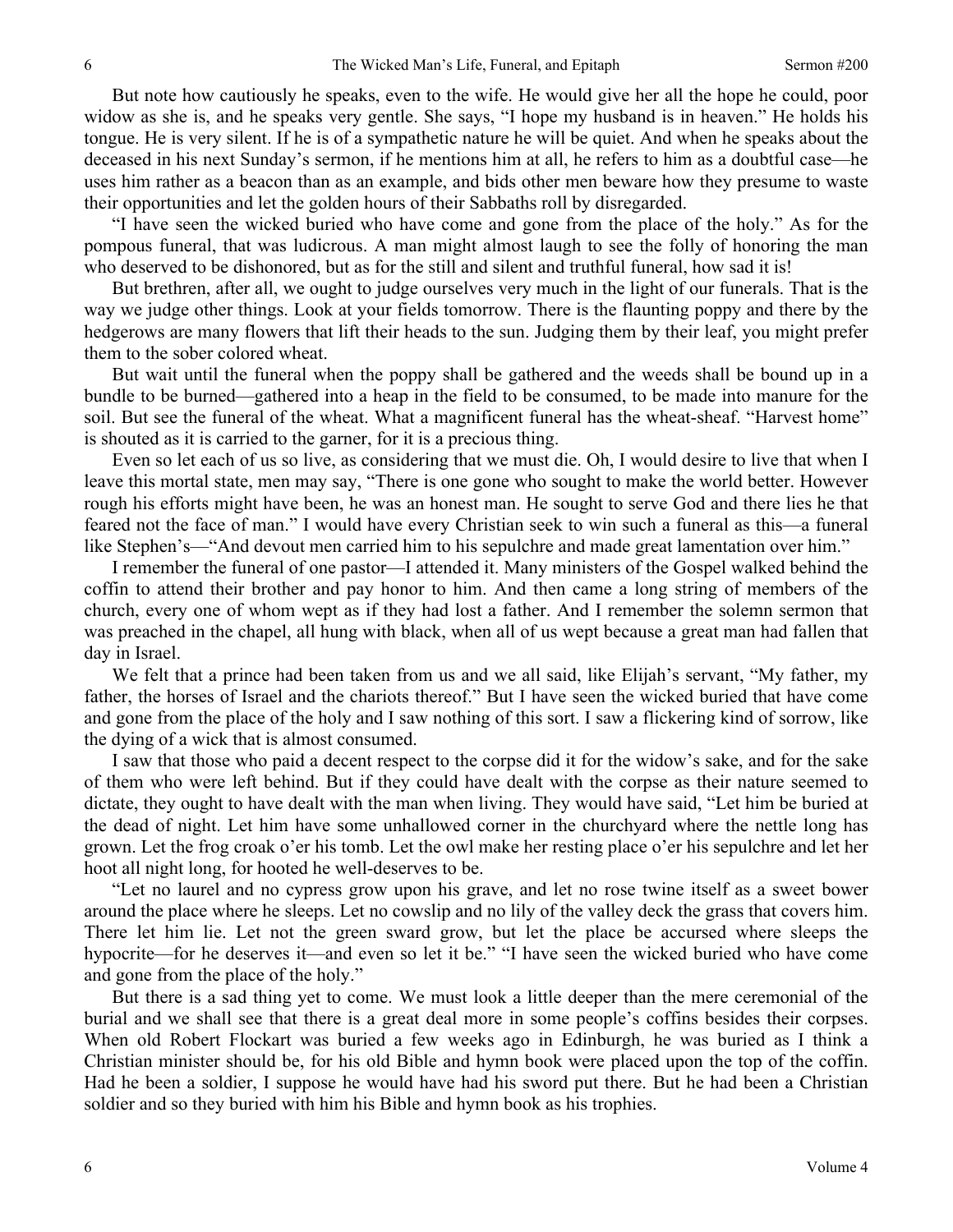But note how cautiously he speaks, even to the wife. He would give her all the hope he could, poor widow as she is, and he speaks very gentle. She says, "I hope my husband is in heaven." He holds his tongue. He is very silent. If he is of a sympathetic nature he will be quiet. And when he speaks about the deceased in his next Sunday's sermon, if he mentions him at all, he refers to him as a doubtful case—he uses him rather as a beacon than as an example, and bids other men beware how they presume to waste their opportunities and let the golden hours of their Sabbaths roll by disregarded.

"I have seen the wicked buried who have come and gone from the place of the holy." As for the pompous funeral, that was ludicrous. A man might almost laugh to see the folly of honoring the man who deserved to be dishonored, but as for the still and silent and truthful funeral, how sad it is!

But brethren, after all, we ought to judge ourselves very much in the light of our funerals. That is the way we judge other things. Look at your fields tomorrow. There is the flaunting poppy and there by the hedgerows are many flowers that lift their heads to the sun. Judging them by their leaf, you might prefer them to the sober colored wheat.

But wait until the funeral when the poppy shall be gathered and the weeds shall be bound up in a bundle to be burned—gathered into a heap in the field to be consumed, to be made into manure for the soil. But see the funeral of the wheat. What a magnificent funeral has the wheat-sheaf. "Harvest home" is shouted as it is carried to the garner, for it is a precious thing.

Even so let each of us so live, as considering that we must die. Oh, I would desire to live that when I leave this mortal state, men may say, "There is one gone who sought to make the world better. However rough his efforts might have been, he was an honest man. He sought to serve God and there lies he that feared not the face of man." I would have every Christian seek to win such a funeral as this—a funeral like Stephen's—"And devout men carried him to his sepulchre and made great lamentation over him."

I remember the funeral of one pastor—I attended it. Many ministers of the Gospel walked behind the coffin to attend their brother and pay honor to him. And then came a long string of members of the church, every one of whom wept as if they had lost a father. And I remember the solemn sermon that was preached in the chapel, all hung with black, when all of us wept because a great man had fallen that day in Israel.

We felt that a prince had been taken from us and we all said, like Elijah's servant, "My father, my father, the horses of Israel and the chariots thereof." But I have seen the wicked buried that have come and gone from the place of the holy and I saw nothing of this sort. I saw a flickering kind of sorrow, like the dying of a wick that is almost consumed.

I saw that those who paid a decent respect to the corpse did it for the widow's sake, and for the sake of them who were left behind. But if they could have dealt with the corpse as their nature seemed to dictate, they ought to have dealt with the man when living. They would have said, "Let him be buried at the dead of night. Let him have some unhallowed corner in the churchyard where the nettle long has grown. Let the frog croak o'er his tomb. Let the owl make her resting place o'er his sepulchre and let her hoot all night long, for hooted he well-deserves to be.

"Let no laurel and no cypress grow upon his grave, and let no rose twine itself as a sweet bower around the place where he sleeps. Let no cowslip and no lily of the valley deck the grass that covers him. There let him lie. Let not the green sward grow, but let the place be accursed where sleeps the hypocrite—for he deserves it—and even so let it be." "I have seen the wicked buried who have come and gone from the place of the holy."

But there is a sad thing yet to come. We must look a little deeper than the mere ceremonial of the burial and we shall see that there is a great deal more in some people's coffins besides their corpses. When old Robert Flockart was buried a few weeks ago in Edinburgh, he was buried as I think a Christian minister should be, for his old Bible and hymn book were placed upon the top of the coffin. Had he been a soldier, I suppose he would have had his sword put there. But he had been a Christian soldier and so they buried with him his Bible and hymn book as his trophies.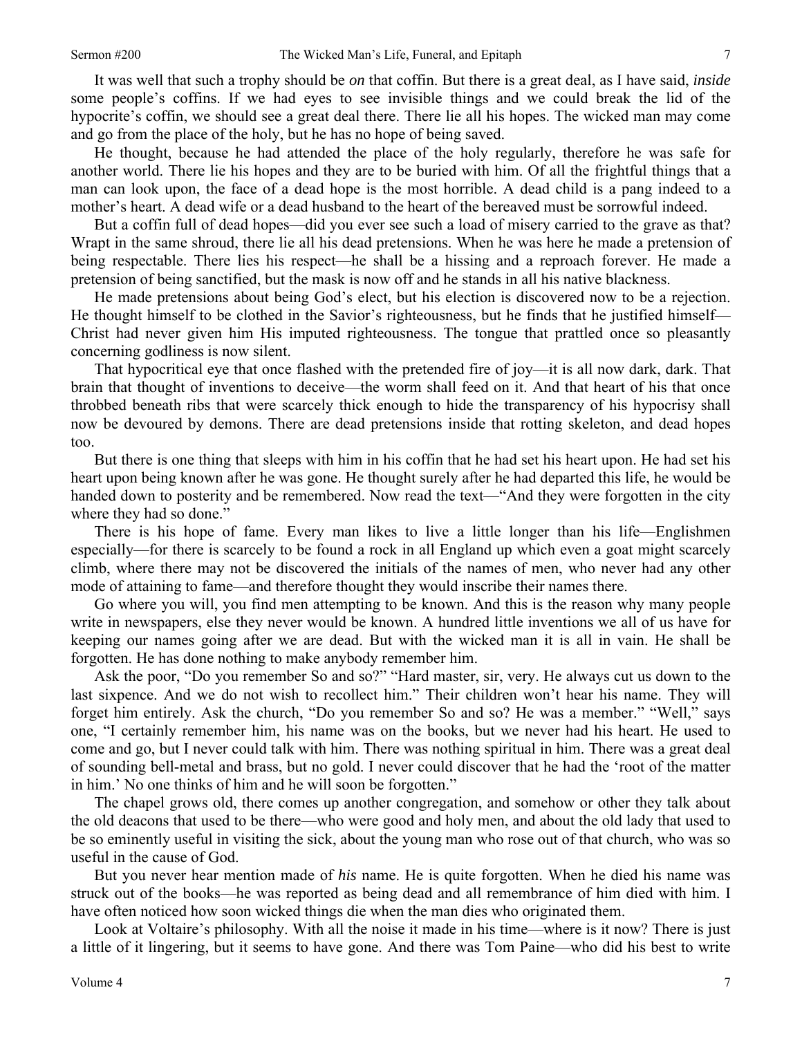It was well that such a trophy should be *on* that coffin. But there is a great deal, as I have said, *inside* some people's coffins. If we had eyes to see invisible things and we could break the lid of the hypocrite's coffin, we should see a great deal there. There lie all his hopes. The wicked man may come and go from the place of the holy, but he has no hope of being saved.

He thought, because he had attended the place of the holy regularly, therefore he was safe for another world. There lie his hopes and they are to be buried with him. Of all the frightful things that a man can look upon, the face of a dead hope is the most horrible. A dead child is a pang indeed to a mother's heart. A dead wife or a dead husband to the heart of the bereaved must be sorrowful indeed.

But a coffin full of dead hopes—did you ever see such a load of misery carried to the grave as that? Wrapt in the same shroud, there lie all his dead pretensions. When he was here he made a pretension of being respectable. There lies his respect—he shall be a hissing and a reproach forever. He made a pretension of being sanctified, but the mask is now off and he stands in all his native blackness.

He made pretensions about being God's elect, but his election is discovered now to be a rejection. He thought himself to be clothed in the Savior's righteousness, but he finds that he justified himself—Christ had never given him His imputed righteousness. The tongue that prattled once so pleasantly concerning godliness is now silent.

That hypocritical eye that once flashed with the pretended fire of joy—it is all now dark, dark. That brain that thought of inventions to deceive—the worm shall feed on it. And that heart of his that once throbbed beneath ribs that were scarcely thick enough to hide the transparency of his hypocrisy shall now be devoured by demons. There are dead pretensions inside that rotting skeleton, and dead hopes too.

But there is one thing that sleeps with him in his coffin that he had set his heart upon. He had set his heart upon being known after he was gone. He thought surely after he had departed this life, he would be handed down to posterity and be remembered. Now read the text—"And they were forgotten in the city where they had so done."

There is his hope of fame. Every man likes to live a little longer than his life—Englishmen especially—for there is scarcely to be found a rock in all England up which even a goat might scarcely climb, where there may not be discovered the initials of the names of men, who never had any other mode of attaining to fame—and therefore thought they would inscribe their names there.

Go where you will, you find men attempting to be known. And this is the reason why many people write in newspapers, else they never would be known. A hundred little inventions we all of us have for keeping our names going after we are dead. But with the wicked man it is all in vain. He shall be forgotten. He has done nothing to make anybody remember him.

Ask the poor, "Do you remember So and so?" "Hard master, sir, very. He always cut us down to the last sixpence. And we do not wish to recollect him." Their children won't hear his name. They will forget him entirely. Ask the church, "Do you remember So and so? He was a member." "Well," says one, "I certainly remember him, his name was on the books, but we never had his heart. He used to come and go, but I never could talk with him. There was nothing spiritual in him. There was a great deal of sounding bell-metal and brass, but no gold. I never could discover that he had the 'root of the matter in him.' No one thinks of him and he will soon be forgotten."

The chapel grows old, there comes up another congregation, and somehow or other they talk about the old deacons that used to be there—who were good and holy men, and about the old lady that used to be so eminently useful in visiting the sick, about the young man who rose out of that church, who was so useful in the cause of God.

But you never hear mention made of *his* name. He is quite forgotten. When he died his name was struck out of the books—he was reported as being dead and all remembrance of him died with him. I have often noticed how soon wicked things die when the man dies who originated them.

Look at Voltaire's philosophy. With all the noise it made in his time—where is it now? There is just a little of it lingering, but it seems to have gone. And there was Tom Paine—who did his best to write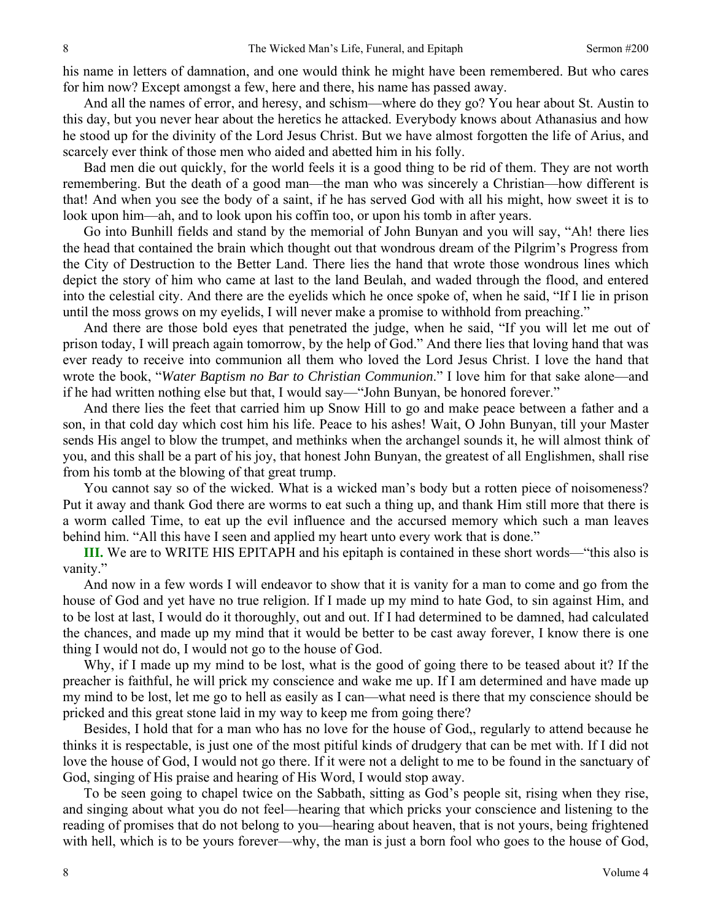his name in letters of damnation, and one would think he might have been remembered. But who cares for him now? Except amongst a few, here and there, his name has passed away.

And all the names of error, and heresy, and schism—where do they go? You hear about St. Austin to this day, but you never hear about the heretics he attacked. Everybody knows about Athanasius and how he stood up for the divinity of the Lord Jesus Christ. But we have almost forgotten the life of Arius, and scarcely ever think of those men who aided and abetted him in his folly.

Bad men die out quickly, for the world feels it is a good thing to be rid of them. They are not worth remembering. But the death of a good man—the man who was sincerely a Christian—how different is that! And when you see the body of a saint, if he has served God with all his might, how sweet it is to look upon him—ah, and to look upon his coffin too, or upon his tomb in after years.

Go into Bunhill fields and stand by the memorial of John Bunyan and you will say, "Ah! there lies the head that contained the brain which thought out that wondrous dream of the Pilgrim's Progress from the City of Destruction to the Better Land. There lies the hand that wrote those wondrous lines which depict the story of him who came at last to the land Beulah, and waded through the flood, and entered into the celestial city. And there are the eyelids which he once spoke of, when he said, "If I lie in prison until the moss grows on my eyelids, I will never make a promise to withhold from preaching."

And there are those bold eyes that penetrated the judge, when he said, "If you will let me out of prison today, I will preach again tomorrow, by the help of God." And there lies that loving hand that was ever ready to receive into communion all them who loved the Lord Jesus Christ. I love the hand that wrote the book, "*Water Baptism no Bar to Christian Communion*." I love him for that sake alone—and if he had written nothing else but that, I would say—"John Bunyan, be honored forever."

And there lies the feet that carried him up Snow Hill to go and make peace between a father and a son, in that cold day which cost him his life. Peace to his ashes! Wait, O John Bunyan, till your Master sends His angel to blow the trumpet, and methinks when the archangel sounds it, he will almost think of you, and this shall be a part of his joy, that honest John Bunyan, the greatest of all Englishmen, shall rise from his tomb at the blowing of that great trump.

You cannot say so of the wicked. What is a wicked man's body but a rotten piece of noisomeness? Put it away and thank God there are worms to eat such a thing up, and thank Him still more that there is a worm called Time, to eat up the evil influence and the accursed memory which such a man leaves behind him. "All this have I seen and applied my heart unto every work that is done."

**III.** We are to WRITE HIS EPITAPH and his epitaph is contained in these short words—"this also is vanity."

And now in a few words I will endeavor to show that it is vanity for a man to come and go from the house of God and yet have no true religion. If I made up my mind to hate God, to sin against Him, and to be lost at last, I would do it thoroughly, out and out. If I had determined to be damned, had calculated the chances, and made up my mind that it would be better to be cast away forever, I know there is one thing I would not do, I would not go to the house of God.

Why, if I made up my mind to be lost, what is the good of going there to be teased about it? If the preacher is faithful, he will prick my conscience and wake me up. If I am determined and have made up my mind to be lost, let me go to hell as easily as I can—what need is there that my conscience should be pricked and this great stone laid in my way to keep me from going there?

Besides, I hold that for a man who has no love for the house of God,, regularly to attend because he thinks it is respectable, is just one of the most pitiful kinds of drudgery that can be met with. If I did not love the house of God, I would not go there. If it were not a delight to me to be found in the sanctuary of God, singing of His praise and hearing of His Word, I would stop away.

To be seen going to chapel twice on the Sabbath, sitting as God's people sit, rising when they rise, and singing about what you do not feel—hearing that which pricks your conscience and listening to the reading of promises that do not belong to you—hearing about heaven, that is not yours, being frightened with hell, which is to be yours forever—why, the man is just a born fool who goes to the house of God,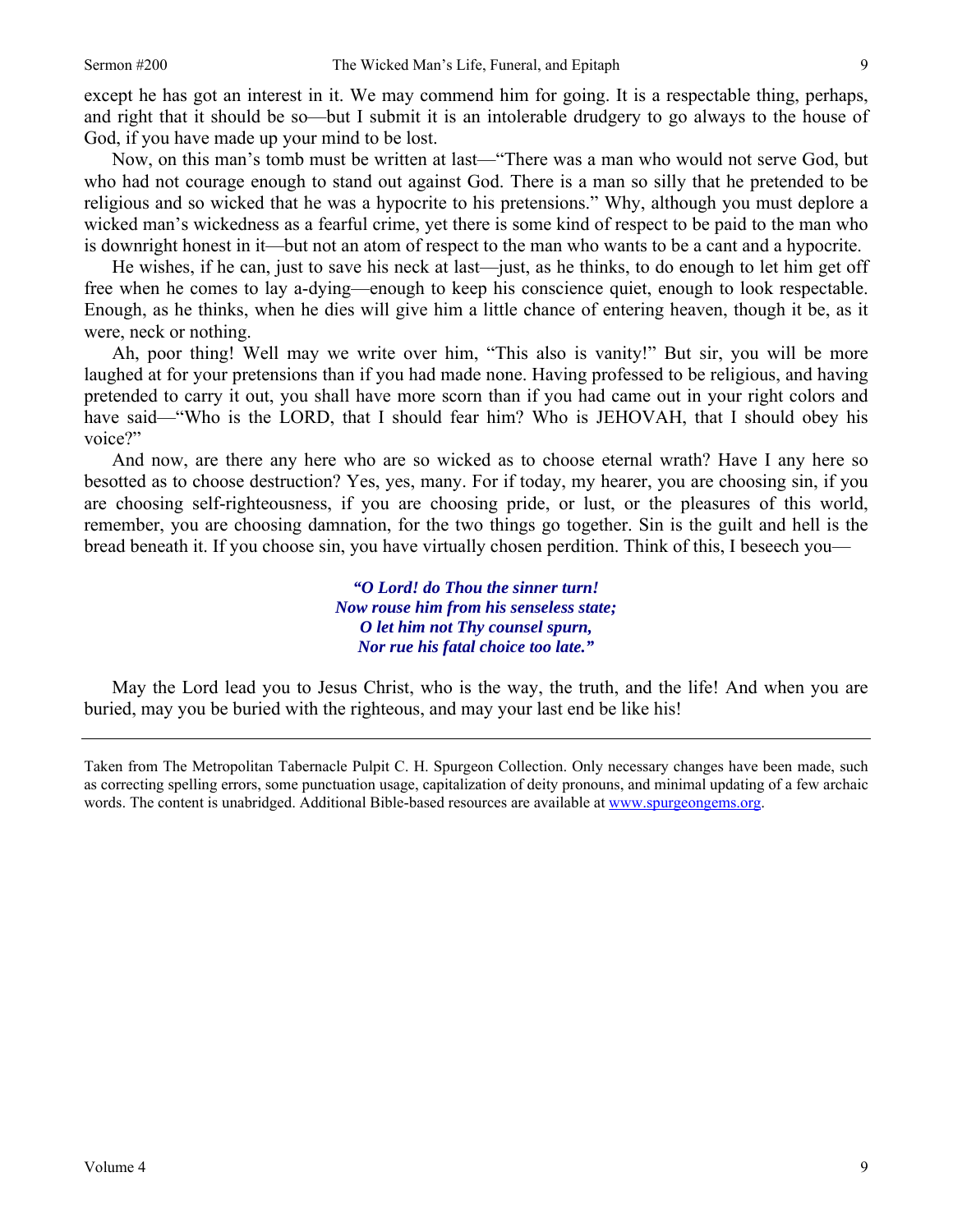except he has got an interest in it. We may commend him for going. It is a respectable thing, perhaps, and right that it should be so—but I submit it is an intolerable drudgery to go always to the house of God, if you have made up your mind to be lost.

Now, on this man's tomb must be written at last—"There was a man who would not serve God, but who had not courage enough to stand out against God. There is a man so silly that he pretended to be religious and so wicked that he was a hypocrite to his pretensions." Why, although you must deplore a wicked man's wickedness as a fearful crime, yet there is some kind of respect to be paid to the man who is downright honest in it—but not an atom of respect to the man who wants to be a cant and a hypocrite.

He wishes, if he can, just to save his neck at last—just, as he thinks, to do enough to let him get off free when he comes to lay a-dying—enough to keep his conscience quiet, enough to look respectable. Enough, as he thinks, when he dies will give him a little chance of entering heaven, though it be, as it were, neck or nothing.

Ah, poor thing! Well may we write over him, "This also is vanity!" But sir, you will be more laughed at for your pretensions than if you had made none. Having professed to be religious, and having pretended to carry it out, you shall have more scorn than if you had came out in your right colors and have said—"Who is the LORD, that I should fear him? Who is JEHOVAH, that I should obey his voice?"

And now, are there any here who are so wicked as to choose eternal wrath? Have I any here so besotted as to choose destruction? Yes, yes, many. For if today, my hearer, you are choosing sin, if you are choosing self-righteousness, if you are choosing pride, or lust, or the pleasures of this world, remember, you are choosing damnation, for the two things go together. Sin is the guilt and hell is the bread beneath it. If you choose sin, you have virtually chosen perdition. Think of this, I beseech you—

*"O Lord! do Thou the sinner turn!*
*Now rouse him from his senseless state;*
*O let him not Thy counsel spurn,*
*Nor rue his fatal choice too late."*

May the Lord lead you to Jesus Christ, who is the way, the truth, and the life! And when you are buried, may you be buried with the righteous, and may your last end be like his!

---

Taken from The Metropolitan Tabernacle Pulpit C. H. Spurgeon Collection. Only necessary changes have been made, such as correcting spelling errors, some punctuation usage, capitalization of deity pronouns, and minimal updating of a few archaic words. The content is unabridged. Additional Bible-based resources are available at www.spurgeongems.org.